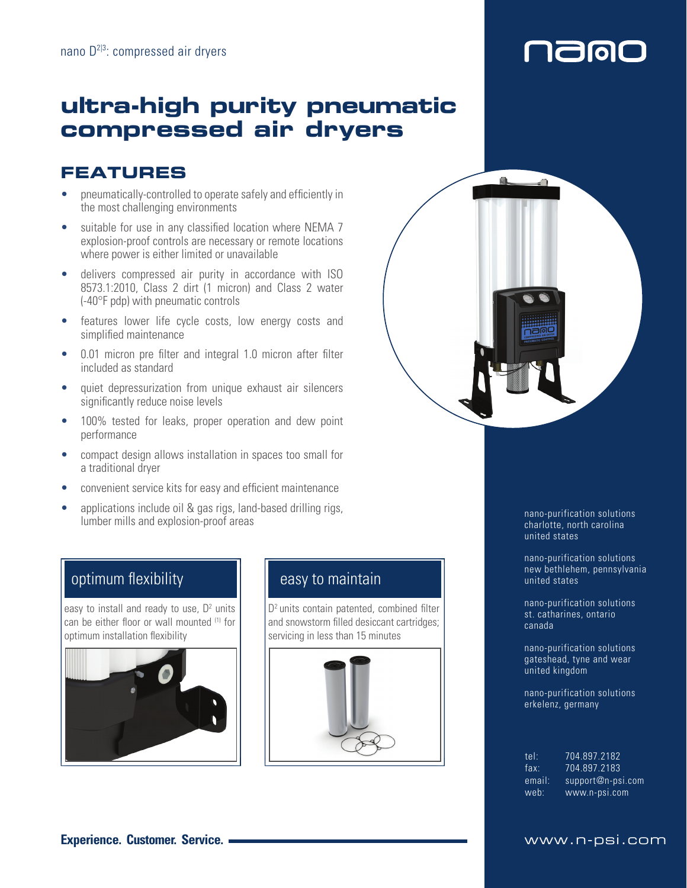nano $D^{2|3}$: compressed air dryers

# ultra-high purity pneumatic compressed air dryers

## FEATURES

- pneumatically-controlled to operate safely and efficiently in the most challenging environments
- suitable for use in any classified location where NEMA 7 explosion-proof controls are necessary or remote locations where power is either limited or unavailable
- delivers compressed air purity in accordance with ISO 8573.1:2010, Class 2 dirt (1 micron) and Class 2 water (-40°F pdp) with pneumatic controls
- features lower life cycle costs, low energy costs and simplified maintenance
- 0.01 micron pre filter and integral 1.0 micron after filter included as standard
- quiet depressurization from unique exhaust air silencers significantly reduce noise levels
- 100% tested for leaks, proper operation and dew point performance
- compact design allows installation in spaces too small for a traditional dryer
- convenient service kits for easy and efficient maintenance
- applications include oil & gas rigs, land-based drilling rigs, lumber mills and explosion-proof areas

### optimum flexibility

easy to install and ready to use, $D^2$ units can be either floor or wall mounted [(1)] for optimum installation flexibility

### easy to maintain

$D^2$ units contain patented, combined filter and snowstorm filled desiccant cartridges; servicing in less than 15 minutes

nano-purification solutions
charlotte, north carolina
united states

nano-purification solutions
new bethlehem, pennsylvania
united states

nano-purification solutions
st. catharines, ontario
canada

nano-purification solutions
gateshead, tyne and wear
united kingdom

nano-purification solutions
erkelenz, germany

tel: 704.897.2182
fax: 704.897.2183
email: support@n-psi.com
web: www.n-psi.com

**Experience. Customer. Service.**

www.n-psi.com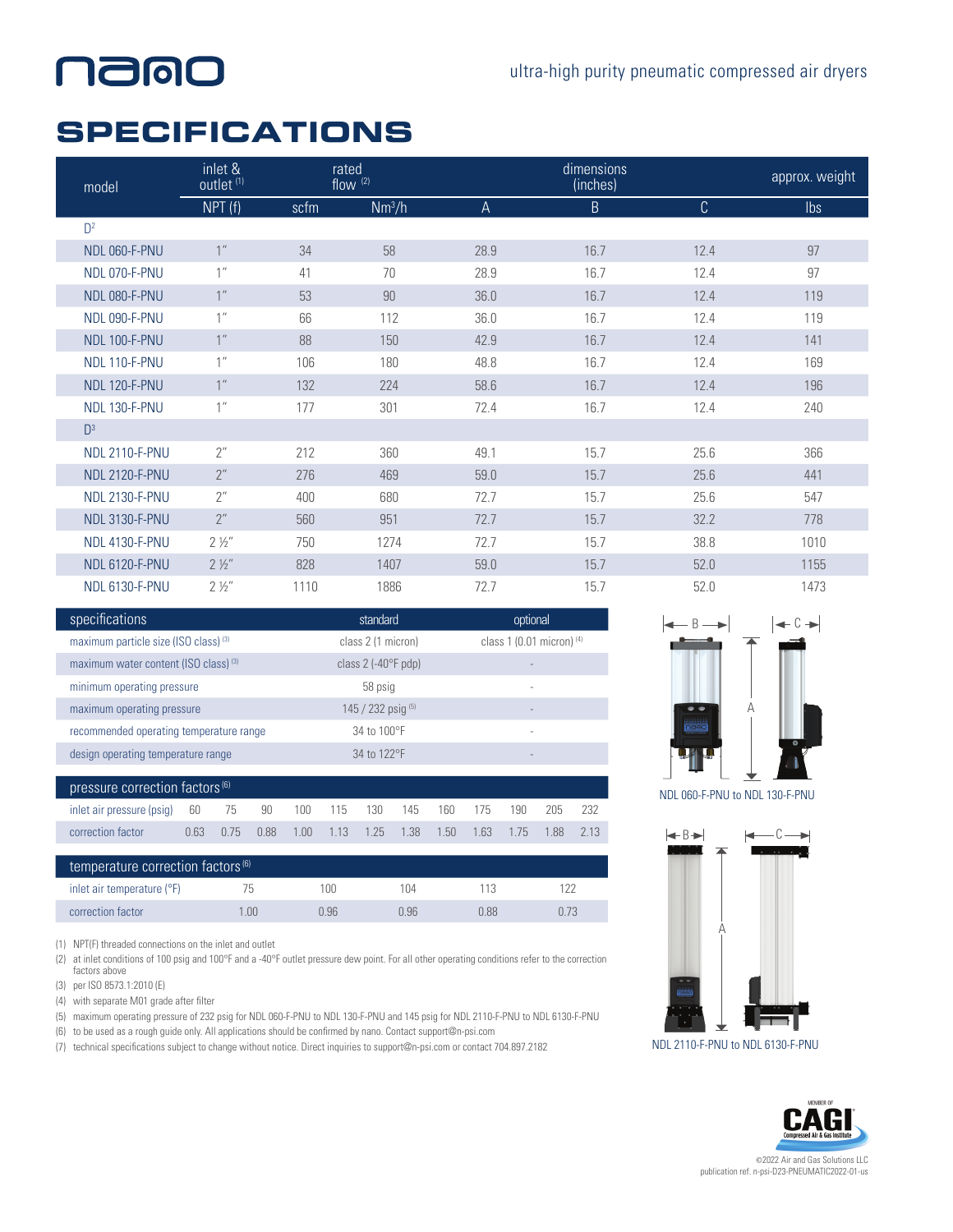# nano

ultra-high purity pneumatic compressed air dryers

## SPECIFICATIONS

| model | inlet & outlet [1] | rated flow [2] | | dimensions (inches) | | | approx. weight |
|---|---|---|---|---|---|---|---|
| | NPT (f) | scfm | Nm³/h | A | B | C | lbs |
| D² | | | | | | | |
| NDL 060-F-PNU | 1″ | 34 | 58 | 28.9 | 16.7 | 12.4 | 97 |
| NDL 070-F-PNU | 1″ | 41 | 70 | 28.9 | 16.7 | 12.4 | 97 |
| NDL 080-F-PNU | 1″ | 53 | 90 | 36.0 | 16.7 | 12.4 | 119 |
| NDL 090-F-PNU | 1″ | 66 | 112 | 36.0 | 16.7 | 12.4 | 119 |
| NDL 100-F-PNU | 1″ | 88 | 150 | 42.9 | 16.7 | 12.4 | 141 |
| NDL 110-F-PNU | 1″ | 106 | 180 | 48.8 | 16.7 | 12.4 | 169 |
| NDL 120-F-PNU | 1″ | 132 | 224 | 58.6 | 16.7 | 12.4 | 196 |
| NDL 130-F-PNU | 1″ | 177 | 301 | 72.4 | 16.7 | 12.4 | 240 |
| D³ | | | | | | | |
| NDL 2110-F-PNU | 2″ | 212 | 360 | 49.1 | 15.7 | 25.6 | 366 |
| NDL 2120-F-PNU | 2″ | 276 | 469 | 59.0 | 15.7 | 25.6 | 441 |
| NDL 2130-F-PNU | 2″ | 400 | 680 | 72.7 | 15.7 | 25.6 | 547 |
| NDL 3130-F-PNU | 2″ | 560 | 951 | 72.7 | 15.7 | 32.2 | 778 |
| NDL 4130-F-PNU | 2 ½″ | 750 | 1274 | 72.7 | 15.7 | 38.8 | 1010 |
| NDL 6120-F-PNU | 2 ½″ | 828 | 1407 | 59.0 | 15.7 | 52.0 | 1155 |
| NDL 6130-F-PNU | 2 ½″ | 1110 | 1886 | 72.7 | 15.7 | 52.0 | 1473 |

| specifications | standard | optional |
|---|---|---|
| maximum particle size (ISO class) [3] | class 2 (1 micron) | class 1 (0.01 micron) [4] |
| maximum water content (ISO class) [3] | class 2 (-40°F pdp) | - |
| minimum operating pressure | 58 psig | - |
| maximum operating pressure | 145 / 232 psig [5] | - |
| recommended operating temperature range | 34 to 100°F | - |
| design operating temperature range | 34 to 122°F | - |

| pressure correction factors [6] | | | | | | | | | | | | |
|---|---|---|---|---|---|---|---|---|---|---|---|---|
| inlet air pressure (psig) | 60 | 75 | 90 | 100 | 115 | 130 | 145 | 160 | 175 | 190 | 205 | 232 |
| correction factor | 0.63 | 0.75 | 0.88 | 1.00 | 1.13 | 1.25 | 1.38 | 1.50 | 1.63 | 1.75 | 1.88 | 2.13 |

| temperature correction factors [6] | | | | | |
|---|---|---|---|---|---|
| inlet air temperature (°F) | 75 | 100 | 104 | 113 | 122 |
| correction factor | 1.00 | 0.96 | 0.96 | 0.88 | 0.73 |

B A C

NDL 060-F-PNU to NDL 130-F-PNU

B A C

NDL 2110-F-PNU to NDL 6130-F-PNU

(1) NPT(F) threaded connections on the inlet and outlet
(2) at inlet conditions of 100 psig and 100°F and a -40°F outlet pressure dew point. For all other operating conditions refer to the correction factors above
(3) per ISO 8573.1:2010 (E)
(4) with separate M01 grade after filter
(5) maximum operating pressure of 232 psig for NDL 060-F-PNU to NDL 130-F-PNU and 145 psig for NDL 2110-F-PNU to NDL 6130-F-PNU
(6) to be used as a rough guide only. All applications should be confirmed by nano. Contact support@n-psi.com
(7) technical specifications subject to change without notice. Direct inquiries to support@n-psi.com or contact 704.897.2182

MEMBER OF CAGI Compressed Air & Gas Institute

©2022 Air and Gas Solutions LLC
publication ref. n-psi-D23-PNEUMATIC2022-01-us